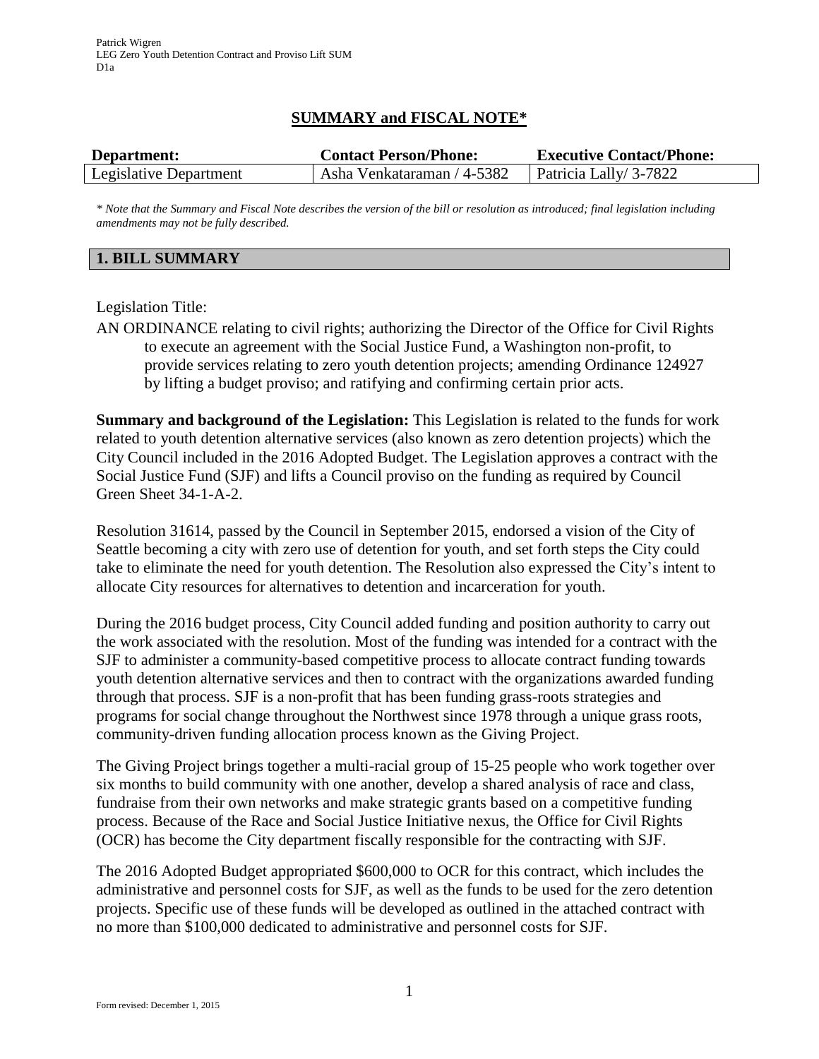Patrick Wigren
LEG Zero Youth Detention Contract and Proviso Lift SUM
D1a

## SUMMARY and FISCAL NOTE*

| Department: | Contact Person/Phone: | Executive Contact/Phone: |
|---|---|---|
| Legislative Department | Asha Venkataraman / 4-5382 | Patricia Lally/ 3-7822 |

*\* Note that the Summary and Fiscal Note describes the version of the bill or resolution as introduced; final legislation including amendments may not be fully described.*

### 1. BILL SUMMARY

Legislation Title:

AN ORDINANCE relating to civil rights; authorizing the Director of the Office for Civil Rights to execute an agreement with the Social Justice Fund, a Washington non-profit, to provide services relating to zero youth detention projects; amending Ordinance 124927 by lifting a budget proviso; and ratifying and confirming certain prior acts.

**Summary and background of the Legislation:** This Legislation is related to the funds for work related to youth detention alternative services (also known as zero detention projects) which the City Council included in the 2016 Adopted Budget. The Legislation approves a contract with the Social Justice Fund (SJF) and lifts a Council proviso on the funding as required by Council Green Sheet 34-1-A-2.

Resolution 31614, passed by the Council in September 2015, endorsed a vision of the City of Seattle becoming a city with zero use of detention for youth, and set forth steps the City could take to eliminate the need for youth detention. The Resolution also expressed the City's intent to allocate City resources for alternatives to detention and incarceration for youth.

During the 2016 budget process, City Council added funding and position authority to carry out the work associated with the resolution. Most of the funding was intended for a contract with the SJF to administer a community-based competitive process to allocate contract funding towards youth detention alternative services and then to contract with the organizations awarded funding through that process. SJF is a non-profit that has been funding grass-roots strategies and programs for social change throughout the Northwest since 1978 through a unique grass roots, community-driven funding allocation process known as the Giving Project.

The Giving Project brings together a multi-racial group of 15-25 people who work together over six months to build community with one another, develop a shared analysis of race and class, fundraise from their own networks and make strategic grants based on a competitive funding process. Because of the Race and Social Justice Initiative nexus, the Office for Civil Rights (OCR) has become the City department fiscally responsible for the contracting with SJF.

The 2016 Adopted Budget appropriated $600,000 to OCR for this contract, which includes the administrative and personnel costs for SJF, as well as the funds to be used for the zero detention projects. Specific use of these funds will be developed as outlined in the attached contract with no more than $100,000 dedicated to administrative and personnel costs for SJF.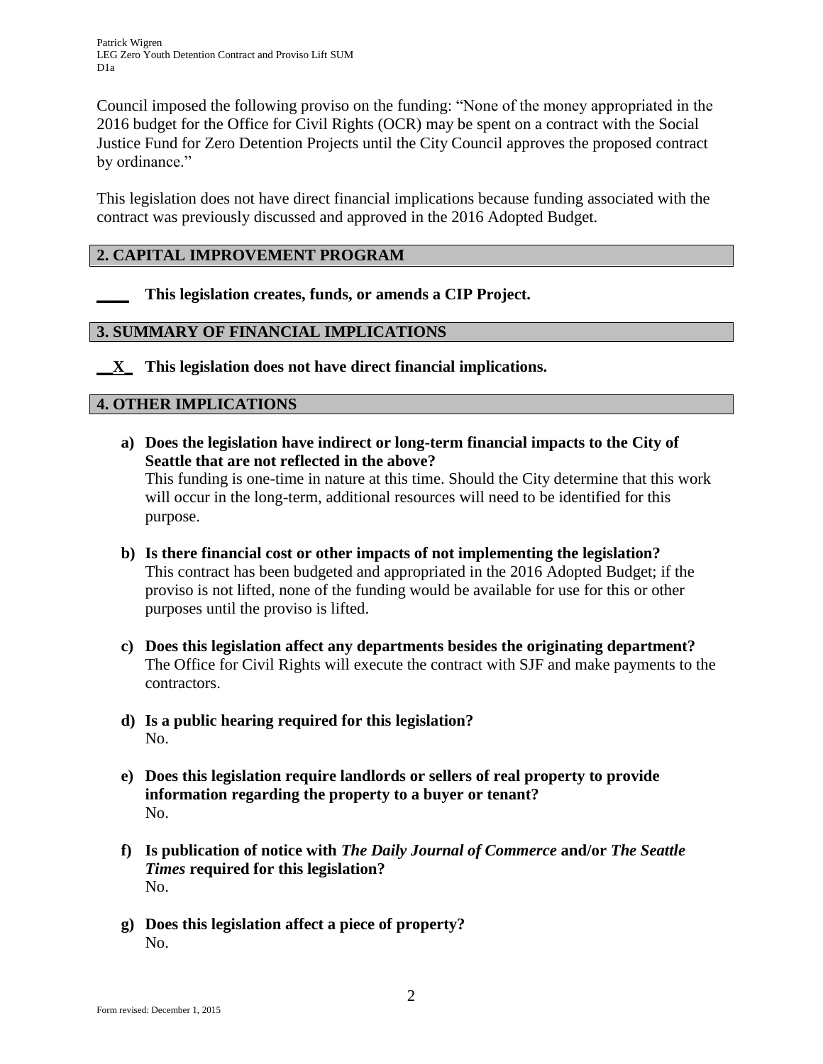Council imposed the following proviso on the funding: "None of the money appropriated in the 2016 budget for the Office for Civil Rights (OCR) may be spent on a contract with the Social Justice Fund for Zero Detention Projects until the City Council approves the proposed contract by ordinance."

This legislation does not have direct financial implications because funding associated with the contract was previously discussed and approved in the 2016 Adopted Budget.

## 2. CAPITAL IMPROVEMENT PROGRAM

**____ This legislation creates, funds, or amends a CIP Project.**

## 3. SUMMARY OF FINANCIAL IMPLICATIONS

**__X__ This legislation does not have direct financial implications.**

## 4. OTHER IMPLICATIONS

a) **Does the legislation have indirect or long-term financial impacts to the City of Seattle that are not reflected in the above?**
   This funding is one-time in nature at this time. Should the City determine that this work will occur in the long-term, additional resources will need to be identified for this purpose.

b) **Is there financial cost or other impacts of not implementing the legislation?**
   This contract has been budgeted and appropriated in the 2016 Adopted Budget; if the proviso is not lifted, none of the funding would be available for use for this or other purposes until the proviso is lifted.

c) **Does this legislation affect any departments besides the originating department?**
   The Office for Civil Rights will execute the contract with SJF and make payments to the contractors.

d) **Is a public hearing required for this legislation?**
   No.

e) **Does this legislation require landlords or sellers of real property to provide information regarding the property to a buyer or tenant?**
   No.

f) **Is publication of notice with *The Daily Journal of Commerce* and/or *The Seattle Times* required for this legislation?**
   No.

g) **Does this legislation affect a piece of property?**
   No.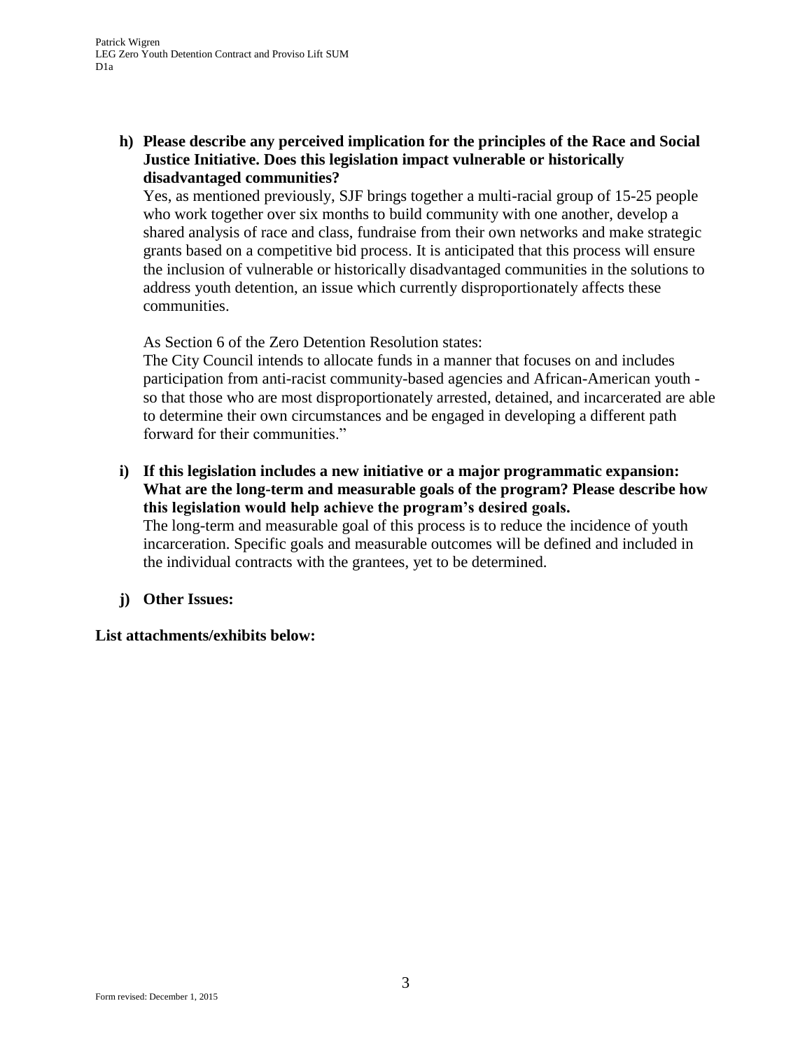**h) Please describe any perceived implication for the principles of the Race and Social Justice Initiative. Does this legislation impact vulnerable or historically disadvantaged communities?**

Yes, as mentioned previously, SJF brings together a multi-racial group of 15-25 people who work together over six months to build community with one another, develop a shared analysis of race and class, fundraise from their own networks and make strategic grants based on a competitive bid process. It is anticipated that this process will ensure the inclusion of vulnerable or historically disadvantaged communities in the solutions to address youth detention, an issue which currently disproportionately affects these communities.

As Section 6 of the Zero Detention Resolution states:
The City Council intends to allocate funds in a manner that focuses on and includes participation from anti-racist community-based agencies and African-American youth - so that those who are most disproportionately arrested, detained, and incarcerated are able to determine their own circumstances and be engaged in developing a different path forward for their communities."

**i) If this legislation includes a new initiative or a major programmatic expansion: What are the long-term and measurable goals of the program? Please describe how this legislation would help achieve the program's desired goals.**

The long-term and measurable goal of this process is to reduce the incidence of youth incarceration. Specific goals and measurable outcomes will be defined and included in the individual contracts with the grantees, yet to be determined.

**j) Other Issues:**

**List attachments/exhibits below:**